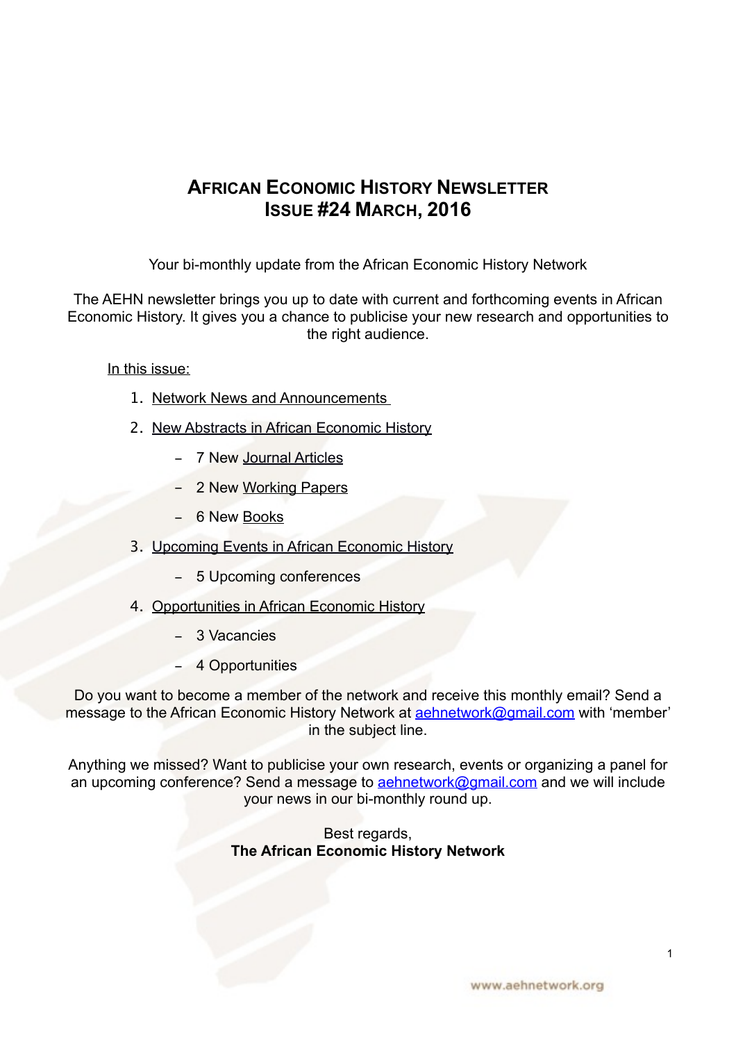# African Economic History Newsletter
# Issue #24 March, 2016

Your bi-monthly update from the African Economic History Network

The AEHN newsletter brings you up to date with current and forthcoming events in African Economic History. It gives you a chance to publicise your new research and opportunities to the right audience.

In this issue:

1. Network News and Announcements
2. New Abstracts in African Economic History
   - 7 New Journal Articles
   - 2 New Working Papers
   - 6 New Books
3. Upcoming Events in African Economic History
   - 5 Upcoming conferences
4. Opportunities in African Economic History
   - 3 Vacancies
   - 4 Opportunities

Do you want to become a member of the network and receive this monthly email? Send a message to the African Economic History Network at aehnetwork@gmail.com with 'member' in the subject line.

Anything we missed? Want to publicise your own research, events or organizing a panel for an upcoming conference? Send a message to aehnetwork@gmail.com and we will include your news in our bi-monthly round up.

Best regards,
**The African Economic History Network**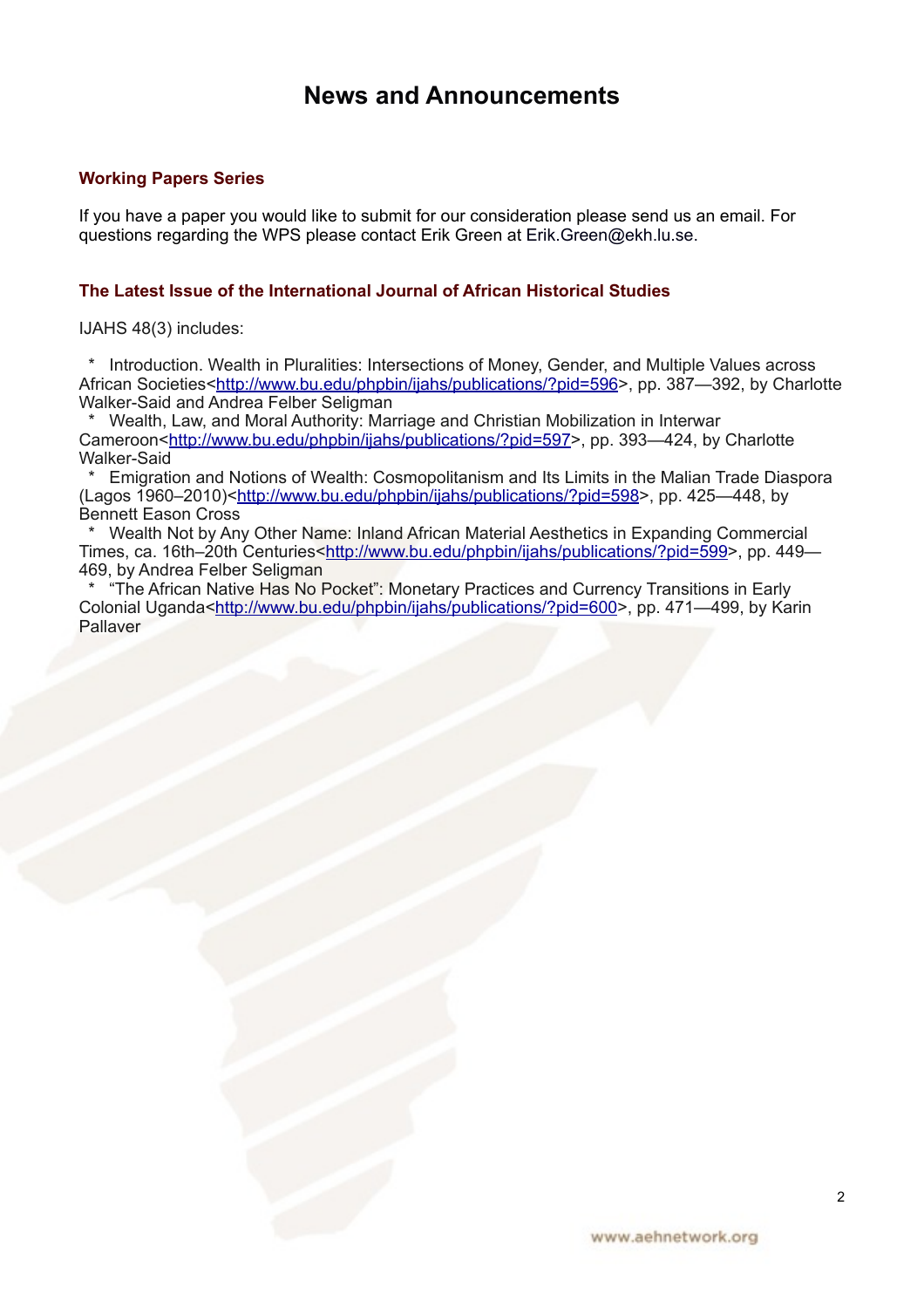# News and Announcements

### Working Papers Series

If you have a paper you would like to submit for our consideration please send us an email. For questions regarding the WPS please contact Erik Green at Erik.Green@ekh.lu.se.

### The Latest Issue of the International Journal of African Historical Studies

IJAHS 48(3) includes:

- Introduction. Wealth in Pluralities: Intersections of Money, Gender, and Multiple Values across African Societies<http://www.bu.edu/phpbin/ijahs/publications/?pid=596>, pp. 387—392, by Charlotte Walker-Said and Andrea Felber Seligman
- Wealth, Law, and Moral Authority: Marriage and Christian Mobilization in Interwar Cameroon<http://www.bu.edu/phpbin/ijahs/publications/?pid=597>, pp. 393—424, by Charlotte Walker-Said
- Emigration and Notions of Wealth: Cosmopolitanism and Its Limits in the Malian Trade Diaspora (Lagos 1960–2010)<http://www.bu.edu/phpbin/ijahs/publications/?pid=598>, pp. 425—448, by Bennett Eason Cross
- Wealth Not by Any Other Name: Inland African Material Aesthetics in Expanding Commercial Times, ca. 16th–20th Centuries<http://www.bu.edu/phpbin/ijahs/publications/?pid=599>, pp. 449—469, by Andrea Felber Seligman
- "The African Native Has No Pocket": Monetary Practices and Currency Transitions in Early Colonial Uganda<http://www.bu.edu/phpbin/ijahs/publications/?pid=600>, pp. 471—499, by Karin Pallaver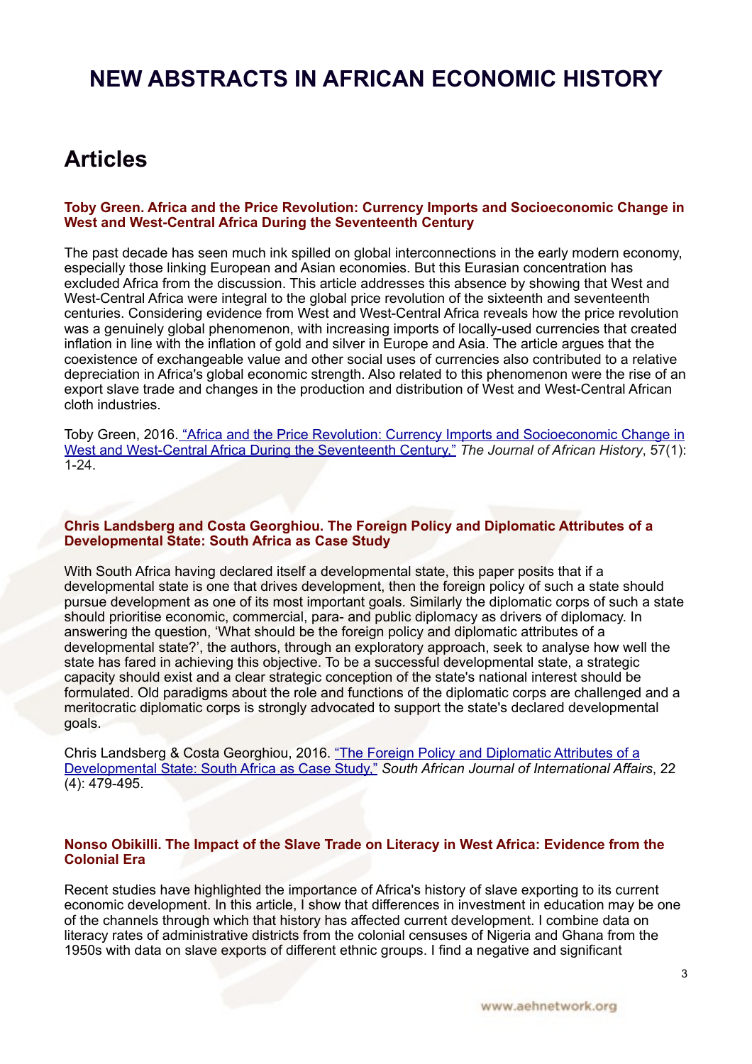# NEW ABSTRACTS IN AFRICAN ECONOMIC HISTORY

## Articles

#### Toby Green. Africa and the Price Revolution: Currency Imports and Socioeconomic Change in West and West-Central Africa During the Seventeenth Century

The past decade has seen much ink spilled on global interconnections in the early modern economy, especially those linking European and Asian economies. But this Eurasian concentration has excluded Africa from the discussion. This article addresses this absence by showing that West and West-Central Africa were integral to the global price revolution of the sixteenth and seventeenth centuries. Considering evidence from West and West-Central Africa reveals how the price revolution was a genuinely global phenomenon, with increasing imports of locally-used currencies that created inflation in line with the inflation of gold and silver in Europe and Asia. The article argues that the coexistence of exchangeable value and other social uses of currencies also contributed to a relative depreciation in Africa's global economic strength. Also related to this phenomenon were the rise of an export slave trade and changes in the production and distribution of West and West-Central African cloth industries.

Toby Green, 2016. "Africa and the Price Revolution: Currency Imports and Socioeconomic Change in West and West-Central Africa During the Seventeenth Century." *The Journal of African History*, 57(1): 1-24.

#### Chris Landsberg and Costa Georghiou. The Foreign Policy and Diplomatic Attributes of a Developmental State: South Africa as Case Study

With South Africa having declared itself a developmental state, this paper posits that if a developmental state is one that drives development, then the foreign policy of such a state should pursue development as one of its most important goals. Similarly the diplomatic corps of such a state should prioritise economic, commercial, para- and public diplomacy as drivers of diplomacy. In answering the question, 'What should be the foreign policy and diplomatic attributes of a developmental state?', the authors, through an exploratory approach, seek to analyse how well the state has fared in achieving this objective. To be a successful developmental state, a strategic capacity should exist and a clear strategic conception of the state's national interest should be formulated. Old paradigms about the role and functions of the diplomatic corps are challenged and a meritocratic diplomatic corps is strongly advocated to support the state's declared developmental goals.

Chris Landsberg & Costa Georghiou, 2016. "The Foreign Policy and Diplomatic Attributes of a Developmental State: South Africa as Case Study." *South African Journal of International Affairs*, 22 (4): 479-495.

#### Nonso Obikilli. The Impact of the Slave Trade on Literacy in West Africa: Evidence from the Colonial Era

Recent studies have highlighted the importance of Africa's history of slave exporting to its current economic development. In this article, I show that differences in investment in education may be one of the channels through which that history has affected current development. I combine data on literacy rates of administrative districts from the colonial censuses of Nigeria and Ghana from the 1950s with data on slave exports of different ethnic groups. I find a negative and significant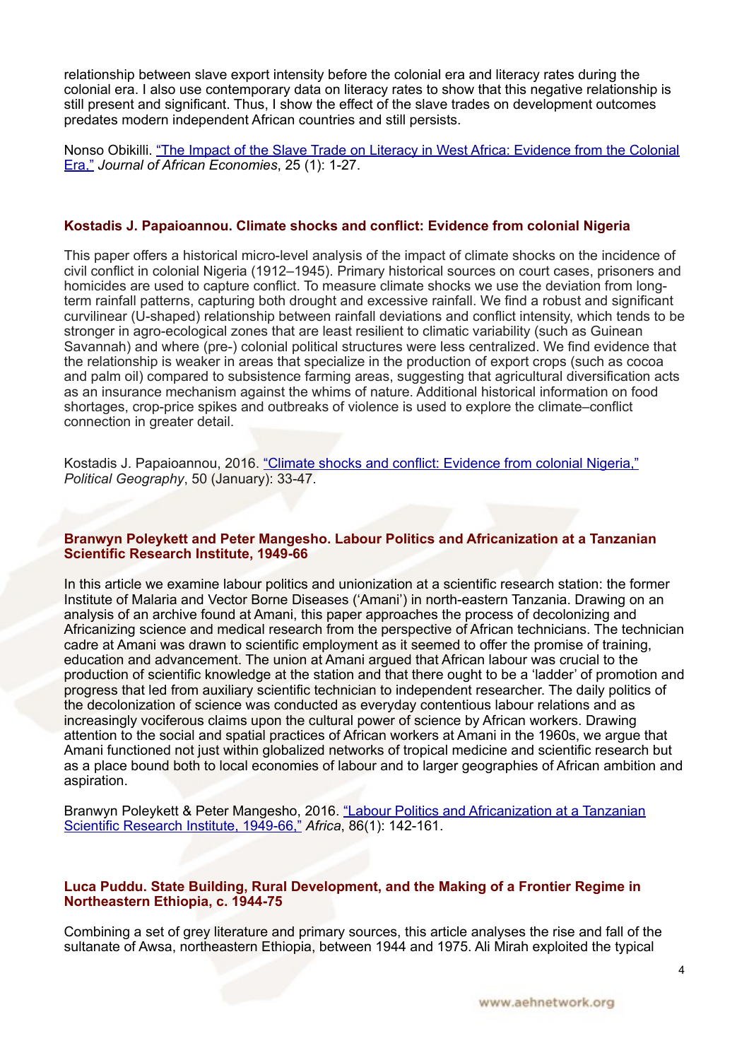relationship between slave export intensity before the colonial era and literacy rates during the colonial era. I also use contemporary data on literacy rates to show that this negative relationship is still present and significant. Thus, I show the effect of the slave trades on development outcomes predates modern independent African countries and still persists.

Nonso Obikilli. "The Impact of the Slave Trade on Literacy in West Africa: Evidence from the Colonial Era," *Journal of African Economies*, 25 (1): 1-27.

### Kostadis J. Papaioannou. Climate shocks and conflict: Evidence from colonial Nigeria

This paper offers a historical micro-level analysis of the impact of climate shocks on the incidence of civil conflict in colonial Nigeria (1912–1945). Primary historical sources on court cases, prisoners and homicides are used to capture conflict. To measure climate shocks we use the deviation from long-term rainfall patterns, capturing both drought and excessive rainfall. We find a robust and significant curvilinear (U-shaped) relationship between rainfall deviations and conflict intensity, which tends to be stronger in agro-ecological zones that are least resilient to climatic variability (such as Guinean Savannah) and where (pre-) colonial political structures were less centralized. We find evidence that the relationship is weaker in areas that specialize in the production of export crops (such as cocoa and palm oil) compared to subsistence farming areas, suggesting that agricultural diversification acts as an insurance mechanism against the whims of nature. Additional historical information on food shortages, crop-price spikes and outbreaks of violence is used to explore the climate–conflict connection in greater detail.

Kostadis J. Papaioannou, 2016. "Climate shocks and conflict: Evidence from colonial Nigeria," *Political Geography*, 50 (January): 33-47.

### Branwyn Poleykett and Peter Mangesho. Labour Politics and Africanization at a Tanzanian Scientific Research Institute, 1949-66

In this article we examine labour politics and unionization at a scientific research station: the former Institute of Malaria and Vector Borne Diseases ('Amani') in north-eastern Tanzania. Drawing on an analysis of an archive found at Amani, this paper approaches the process of decolonizing and Africanizing science and medical research from the perspective of African technicians. The technician cadre at Amani was drawn to scientific employment as it seemed to offer the promise of training, education and advancement. The union at Amani argued that African labour was crucial to the production of scientific knowledge at the station and that there ought to be a 'ladder' of promotion and progress that led from auxiliary scientific technician to independent researcher. The daily politics of the decolonization of science was conducted as everyday contentious labour relations and as increasingly vociferous claims upon the cultural power of science by African workers. Drawing attention to the social and spatial practices of African workers at Amani in the 1960s, we argue that Amani functioned not just within globalized networks of tropical medicine and scientific research but as a place bound both to local economies of labour and to larger geographies of African ambition and aspiration.

Branwyn Poleykett & Peter Mangesho, 2016. "Labour Politics and Africanization at a Tanzanian Scientific Research Institute, 1949-66," *Africa*, 86(1): 142-161.

### Luca Puddu. State Building, Rural Development, and the Making of a Frontier Regime in Northeastern Ethiopia, c. 1944-75

Combining a set of grey literature and primary sources, this article analyses the rise and fall of the sultanate of Awsa, northeastern Ethiopia, between 1944 and 1975. Ali Mirah exploited the typical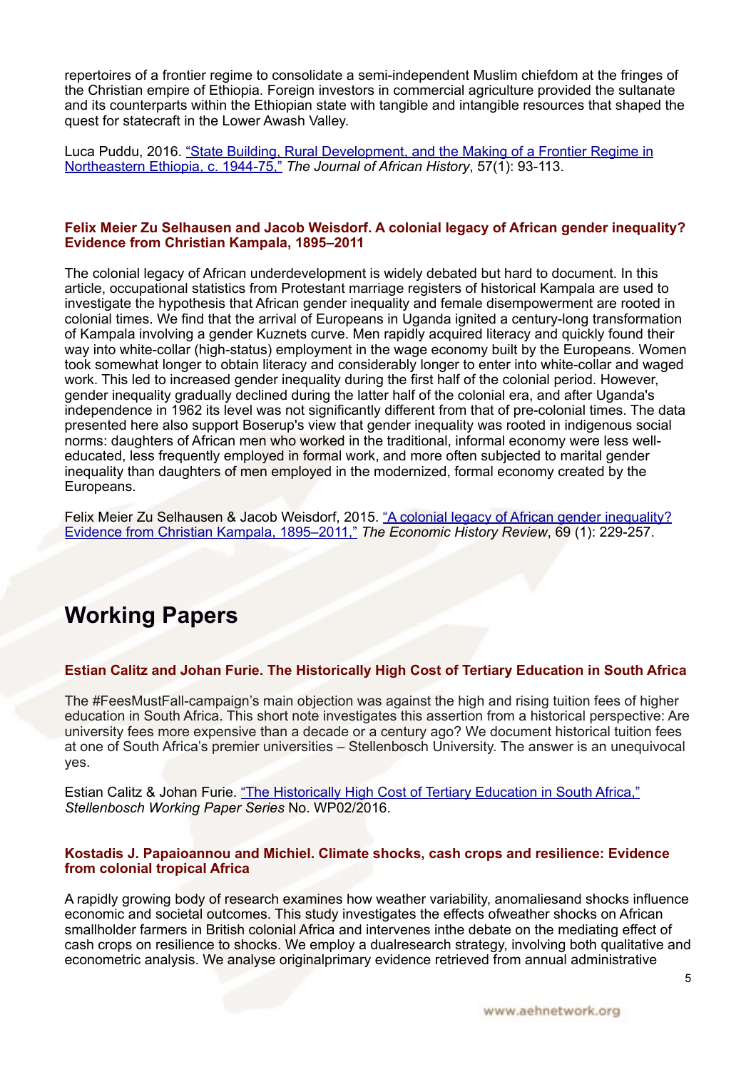repertoires of a frontier regime to consolidate a semi-independent Muslim chiefdom at the fringes of the Christian empire of Ethiopia. Foreign investors in commercial agriculture provided the sultanate and its counterparts within the Ethiopian state with tangible and intangible resources that shaped the quest for statecraft in the Lower Awash Valley.

Luca Puddu, 2016. "State Building, Rural Development, and the Making of a Frontier Regime in Northeastern Ethiopia, c. 1944-75," *The Journal of African History*, 57(1): 93-113.

### Felix Meier Zu Selhausen and Jacob Weisdorf. A colonial legacy of African gender inequality? Evidence from Christian Kampala, 1895–2011

The colonial legacy of African underdevelopment is widely debated but hard to document. In this article, occupational statistics from Protestant marriage registers of historical Kampala are used to investigate the hypothesis that African gender inequality and female disempowerment are rooted in colonial times. We find that the arrival of Europeans in Uganda ignited a century-long transformation of Kampala involving a gender Kuznets curve. Men rapidly acquired literacy and quickly found their way into white-collar (high-status) employment in the wage economy built by the Europeans. Women took somewhat longer to obtain literacy and considerably longer to enter into white-collar and waged work. This led to increased gender inequality during the first half of the colonial period. However, gender inequality gradually declined during the latter half of the colonial era, and after Uganda's independence in 1962 its level was not significantly different from that of pre-colonial times. The data presented here also support Boserup's view that gender inequality was rooted in indigenous social norms: daughters of African men who worked in the traditional, informal economy were less well-educated, less frequently employed in formal work, and more often subjected to marital gender inequality than daughters of men employed in the modernized, formal economy created by the Europeans.

Felix Meier Zu Selhausen & Jacob Weisdorf, 2015. "A colonial legacy of African gender inequality? Evidence from Christian Kampala, 1895–2011," *The Economic History Review*, 69 (1): 229-257.

## Working Papers

### Estian Calitz and Johan Furie. The Historically High Cost of Tertiary Education in South Africa

The #FeesMustFall-campaign's main objection was against the high and rising tuition fees of higher education in South Africa. This short note investigates this assertion from a historical perspective: Are university fees more expensive than a decade or a century ago? We document historical tuition fees at one of South Africa's premier universities – Stellenbosch University. The answer is an unequivocal yes.

Estian Calitz & Johan Furie. "The Historically High Cost of Tertiary Education in South Africa," *Stellenbosch Working Paper Series* No. WP02/2016.

### Kostadis J. Papaioannou and Michiel. Climate shocks, cash crops and resilience: Evidence from colonial tropical Africa

A rapidly growing body of research examines how weather variability, anomaliesand shocks influence economic and societal outcomes. This study investigates the effects ofweather shocks on African smallholder farmers in British colonial Africa and intervenes inthe debate on the mediating effect of cash crops on resilience to shocks. We employ a dualresearch strategy, involving both qualitative and econometric analysis. We analyse originalprimary evidence retrieved from annual administrative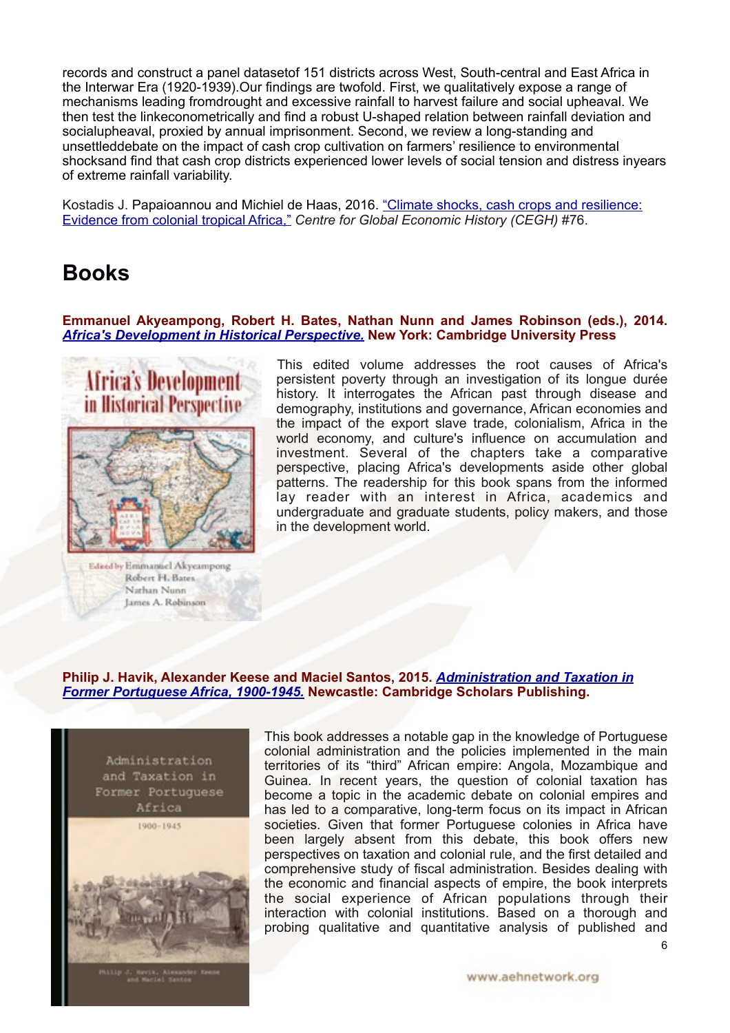records and construct a panel datasetof 151 districts across West, South-central and East Africa in the Interwar Era (1920-1939).Our findings are twofold. First, we qualitatively expose a range of mechanisms leading fromdrought and excessive rainfall to harvest failure and social upheaval. We then test the linkeconometrically and find a robust U-shaped relation between rainfall deviation and socialupheaval, proxied by annual imprisonment. Second, we review a long-standing and unsettleddebate on the impact of cash crop cultivation on farmers' resilience to environmental shocksand find that cash crop districts experienced lower levels of social tension and distress inyears of extreme rainfall variability.

Kostadis J. Papaioannou and Michiel de Haas, 2016. "Climate shocks, cash crops and resilience: Evidence from colonial tropical Africa," *Centre for Global Economic History (CEGH)* #76.

## Books

**Emmanuel Akyeampong, Robert H. Bates, Nathan Nunn and James Robinson (eds.), 2014. *Africa's Development in Historical Perspective.* New York: Cambridge University Press**

This edited volume addresses the root causes of Africa's persistent poverty through an investigation of its longue durée history. It interrogates the African past through disease and demography, institutions and governance, African economies and the impact of the export slave trade, colonialism, Africa in the world economy, and culture's influence on accumulation and investment. Several of the chapters take a comparative perspective, placing Africa's developments aside other global patterns. The readership for this book spans from the informed lay reader with an interest in Africa, academics and undergraduate and graduate students, policy makers, and those in the development world.

**Philip J. Havik, Alexander Keese and Maciel Santos, 2015. *Administration and Taxation in Former Portuguese Africa, 1900-1945.* Newcastle: Cambridge Scholars Publishing.**

This book addresses a notable gap in the knowledge of Portuguese colonial administration and the policies implemented in the main territories of its "third" African empire: Angola, Mozambique and Guinea. In recent years, the question of colonial taxation has become a topic in the academic debate on colonial empires and has led to a comparative, long-term focus on its impact in African societies. Given that former Portuguese colonies in Africa have been largely absent from this debate, this book offers new perspectives on taxation and colonial rule, and the first detailed and comprehensive study of fiscal administration. Besides dealing with the economic and financial aspects of empire, the book interprets the social experience of African populations through their interaction with colonial institutions. Based on a thorough and probing qualitative and quantitative analysis of published and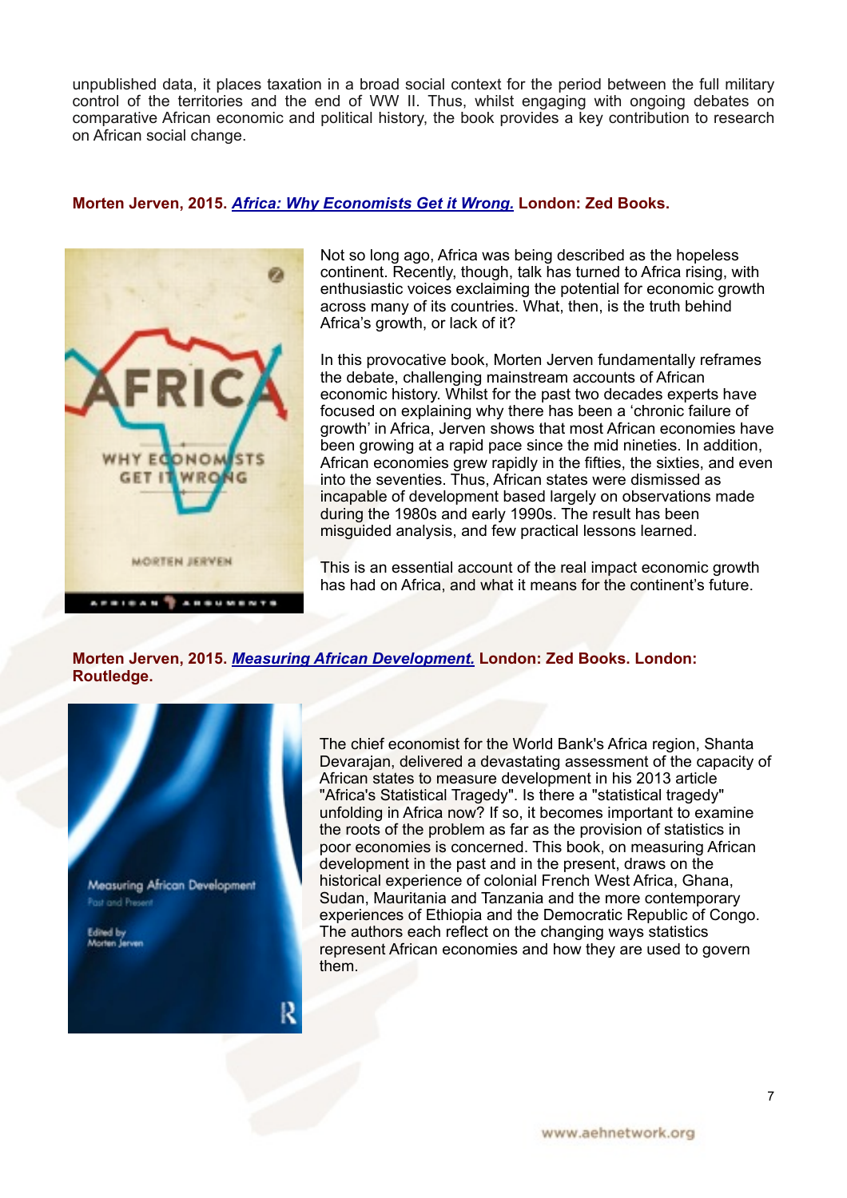unpublished data, it places taxation in a broad social context for the period between the full military control of the territories and the end of WW II. Thus, whilst engaging with ongoing debates on comparative African economic and political history, the book provides a key contribution to research on African social change.

**Morten Jerven, 2015. *Africa: Why Economists Get it Wrong.* London: Zed Books.**

Not so long ago, Africa was being described as the hopeless continent. Recently, though, talk has turned to Africa rising, with enthusiastic voices exclaiming the potential for economic growth across many of its countries. What, then, is the truth behind Africa's growth, or lack of it?

In this provocative book, Morten Jerven fundamentally reframes the debate, challenging mainstream accounts of African economic history. Whilst for the past two decades experts have focused on explaining why there has been a 'chronic failure of growth' in Africa, Jerven shows that most African economies have been growing at a rapid pace since the mid nineties. In addition, African economies grew rapidly in the fifties, the sixties, and even into the seventies. Thus, African states were dismissed as incapable of development based largely on observations made during the 1980s and early 1990s. The result has been misguided analysis, and few practical lessons learned.

This is an essential account of the real impact economic growth has had on Africa, and what it means for the continent's future.

**Morten Jerven, 2015. *Measuring African Development.* London: Zed Books. London: Routledge.**

The chief economist for the World Bank's Africa region, Shanta Devarajan, delivered a devastating assessment of the capacity of African states to measure development in his 2013 article "Africa's Statistical Tragedy". Is there a "statistical tragedy" unfolding in Africa now? If so, it becomes important to examine the roots of the problem as far as the provision of statistics in poor economies is concerned. This book, on measuring African development in the past and in the present, draws on the historical experience of colonial French West Africa, Ghana, Sudan, Mauritania and Tanzania and the more contemporary experiences of Ethiopia and the Democratic Republic of Congo. The authors each reflect on the changing ways statistics represent African economies and how they are used to govern them.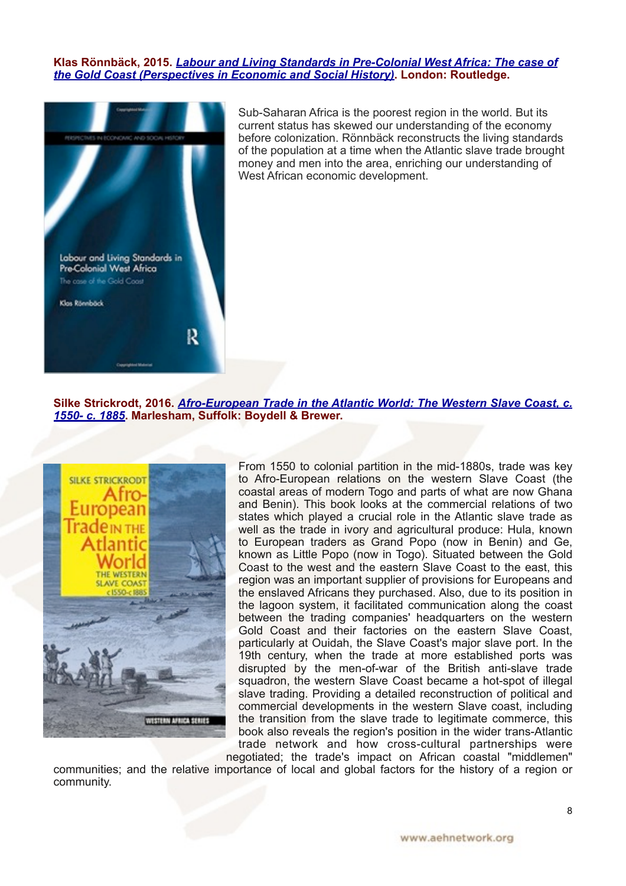**Klas Rönnbäck, 2015. *[Labour and Living Standards in Pre-Colonial West Africa: The case of the Gold Coast (Perspectives in Economic and Social History)](#)*. London: Routledge.**

Sub-Saharan Africa is the poorest region in the world. But its current status has skewed our understanding of the economy before colonization. Rönnbäck reconstructs the living standards of the population at a time when the Atlantic slave trade brought money and men into the area, enriching our understanding of West African economic development.

**Silke Strickrodt, 2016. *[Afro-European Trade in the Atlantic World: The Western Slave Coast, c. 1550- c. 1885](#)*. Marlesham, Suffolk: Boydell & Brewer.**

From 1550 to colonial partition in the mid-1880s, trade was key to Afro-European relations on the western Slave Coast (the coastal areas of modern Togo and parts of what are now Ghana and Benin). This book looks at the commercial relations of two states which played a crucial role in the Atlantic slave trade as well as the trade in ivory and agricultural produce: Hula, known to European traders as Grand Popo (now in Benin) and Ge, known as Little Popo (now in Togo). Situated between the Gold Coast to the west and the eastern Slave Coast to the east, this region was an important supplier of provisions for Europeans and the enslaved Africans they purchased. Also, due to its position in the lagoon system, it facilitated communication along the coast between the trading companies' headquarters on the western Gold Coast and their factories on the eastern Slave Coast, particularly at Ouidah, the Slave Coast's major slave port. In the 19th century, when the trade at more established ports was disrupted by the men-of-war of the British anti-slave trade squadron, the western Slave Coast became a hot-spot of illegal slave trading. Providing a detailed reconstruction of political and commercial developments in the western Slave coast, including the transition from the slave trade to legitimate commerce, this book also reveals the region's position in the wider trans-Atlantic trade network and how cross-cultural partnerships were negotiated; the trade's impact on African coastal "middlemen" communities; and the relative importance of local and global factors for the history of a region or community.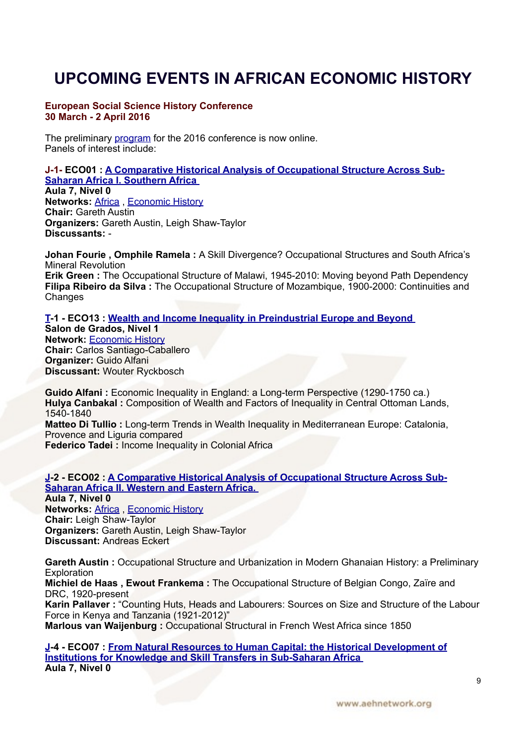# UPCOMING EVENTS IN AFRICAN ECONOMIC HISTORY

**European Social Science History Conference**
**30 March - 2 April 2016**

The preliminary program for the 2016 conference is now online.
Panels of interest include:

**J-1- ECO01 : A Comparative Historical Analysis of Occupational Structure Across Sub-Saharan Africa I. Southern Africa**
**Aula 7, Nivel 0**
**Networks:** Africa , Economic History
**Chair:** Gareth Austin
**Organizers:** Gareth Austin, Leigh Shaw-Taylor
**Discussants:** -

**Johan Fourie , Omphile Ramela :** A Skill Divergence? Occupational Structures and South Africa's Mineral Revolution
**Erik Green :** The Occupational Structure of Malawi, 1945-2010: Moving beyond Path Dependency
**Filipa Ribeiro da Silva :** The Occupational Structure of Mozambique, 1900-2000: Continuities and Changes

**T-1 - ECO13 : Wealth and Income Inequality in Preindustrial Europe and Beyond**
**Salon de Grados, Nivel 1**
**Network:** Economic History
**Chair:** Carlos Santiago-Caballero
**Organizer:** Guido Alfani
**Discussant:** Wouter Ryckbosch

**Guido Alfani :** Economic Inequality in England: a Long-term Perspective (1290-1750 ca.)
**Hulya Canbakal :** Composition of Wealth and Factors of Inequality in Central Ottoman Lands, 1540-1840
**Matteo Di Tullio :** Long-term Trends in Wealth Inequality in Mediterranean Europe: Catalonia, Provence and Liguria compared
**Federico Tadei :** Income Inequality in Colonial Africa

**J-2 - ECO02 : A Comparative Historical Analysis of Occupational Structure Across Sub-Saharan Africa II. Western and Eastern Africa.**
**Aula 7, Nivel 0**
**Networks:** Africa , Economic History
**Chair:** Leigh Shaw-Taylor
**Organizers:** Gareth Austin, Leigh Shaw-Taylor
**Discussant:** Andreas Eckert

**Gareth Austin :** Occupational Structure and Urbanization in Modern Ghanaian History: a Preliminary Exploration
**Michiel de Haas , Ewout Frankema :** The Occupational Structure of Belgian Congo, Zaïre and DRC, 1920-present
**Karin Pallaver :** "Counting Huts, Heads and Labourers: Sources on Size and Structure of the Labour Force in Kenya and Tanzania (1921-2012)"
**Marlous van Waijenburg :** Occupational Structural in French West Africa since 1850

**J-4 - ECO07 : From Natural Resources to Human Capital: the Historical Development of Institutions for Knowledge and Skill Transfers in Sub-Saharan Africa**
**Aula 7, Nivel 0**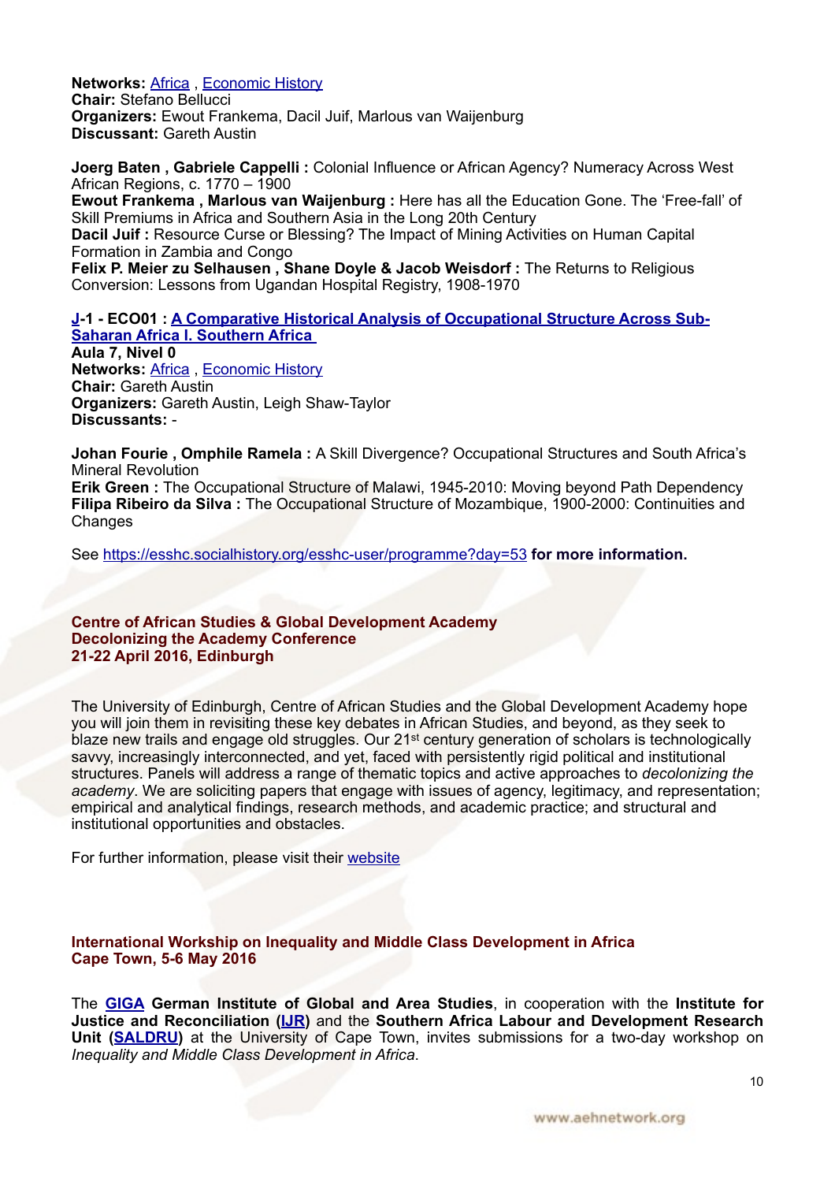**Networks:** Africa , Economic History
**Chair:** Stefano Bellucci
**Organizers:** Ewout Frankema, Dacil Juif, Marlous van Waijenburg
**Discussant:** Gareth Austin

**Joerg Baten , Gabriele Cappelli :** Colonial Influence or African Agency? Numeracy Across West African Regions, c. 1770 – 1900
**Ewout Frankema , Marlous van Waijenburg :** Here has all the Education Gone. The 'Free-fall' of Skill Premiums in Africa and Southern Asia in the Long 20th Century
**Dacil Juif :** Resource Curse or Blessing? The Impact of Mining Activities on Human Capital Formation in Zambia and Congo
**Felix P. Meier zu Selhausen , Shane Doyle & Jacob Weisdorf :** The Returns to Religious Conversion: Lessons from Ugandan Hospital Registry, 1908-1970

**J-1 - ECO01 : A Comparative Historical Analysis of Occupational Structure Across Sub-Saharan Africa I. Southern Africa**
**Aula 7, Nivel 0**
**Networks:** Africa , Economic History
**Chair:** Gareth Austin
**Organizers:** Gareth Austin, Leigh Shaw-Taylor
**Discussants:** -

**Johan Fourie , Omphile Ramela :** A Skill Divergence? Occupational Structures and South Africa's Mineral Revolution
**Erik Green :** The Occupational Structure of Malawi, 1945-2010: Moving beyond Path Dependency
**Filipa Ribeiro da Silva :** The Occupational Structure of Mozambique, 1900-2000: Continuities and Changes

See https://esshc.socialhistory.org/esshc-user/programme?day=53 **for more information.**

## Centre of African Studies & Global Development Academy
## Decolonizing the Academy Conference
## 21-22 April 2016, Edinburgh

The University of Edinburgh, Centre of African Studies and the Global Development Academy hope you will join them in revisiting these key debates in African Studies, and beyond, as they seek to blaze new trails and engage old struggles. Our 21st century generation of scholars is technologically savvy, increasingly interconnected, and yet, faced with persistently rigid political and institutional structures. Panels will address a range of thematic topics and active approaches to *decolonizing the academy*. We are soliciting papers that engage with issues of agency, legitimacy, and representation; empirical and analytical findings, research methods, and academic practice; and structural and institutional opportunities and obstacles.

For further information, please visit their website

## International Workshop on Inequality and Middle Class Development in Africa
## Cape Town, 5-6 May 2016

The **GIGA German Institute of Global and Area Studies**, in cooperation with the **Institute for Justice and Reconciliation (IJR)** and the **Southern Africa Labour and Development Research Unit (SALDRU)** at the University of Cape Town, invites submissions for a two-day workshop on *Inequality and Middle Class Development in Africa*.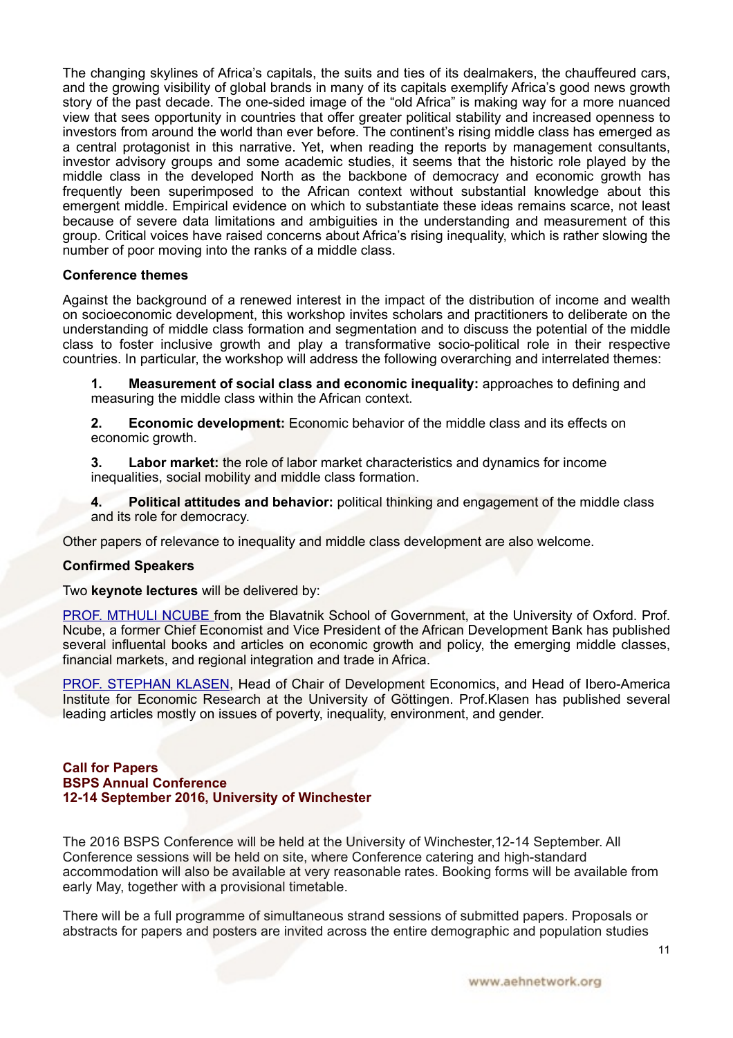The changing skylines of Africa's capitals, the suits and ties of its dealmakers, the chauffeured cars, and the growing visibility of global brands in many of its capitals exemplify Africa's good news growth story of the past decade. The one-sided image of the "old Africa" is making way for a more nuanced view that sees opportunity in countries that offer greater political stability and increased openness to investors from around the world than ever before. The continent's rising middle class has emerged as a central protagonist in this narrative. Yet, when reading the reports by management consultants, investor advisory groups and some academic studies, it seems that the historic role played by the middle class in the developed North as the backbone of democracy and economic growth has frequently been superimposed to the African context without substantial knowledge about this emergent middle. Empirical evidence on which to substantiate these ideas remains scarce, not least because of severe data limitations and ambiguities in the understanding and measurement of this group. Critical voices have raised concerns about Africa's rising inequality, which is rather slowing the number of poor moving into the ranks of a middle class.

**Conference themes**

Against the background of a renewed interest in the impact of the distribution of income and wealth on socioeconomic development, this workshop invites scholars and practitioners to deliberate on the understanding of middle class formation and segmentation and to discuss the potential of the middle class to foster inclusive growth and play a transformative socio-political role in their respective countries. In particular, the workshop will address the following overarching and interrelated themes:

1. **Measurement of social class and economic inequality:** approaches to defining and measuring the middle class within the African context.

2. **Economic development:** Economic behavior of the middle class and its effects on economic growth.

3. **Labor market:** the role of labor market characteristics and dynamics for income inequalities, social mobility and middle class formation.

4. **Political attitudes and behavior:** political thinking and engagement of the middle class and its role for democracy.

Other papers of relevance to inequality and middle class development are also welcome.

**Confirmed Speakers**

Two **keynote lectures** will be delivered by:

PROF. MTHULI NCUBE from the Blavatnik School of Government, at the University of Oxford. Prof. Ncube, a former Chief Economist and Vice President of the African Development Bank has published several influential books and articles on economic growth and policy, the emerging middle classes, financial markets, and regional integration and trade in Africa.

PROF. STEPHAN KLASEN, Head of Chair of Development Economics, and Head of Ibero-America Institute for Economic Research at the University of Göttingen. Prof.Klasen has published several leading articles mostly on issues of poverty, inequality, environment, and gender.

**Call for Papers**
**BSPS Annual Conference**
**12-14 September 2016, University of Winchester**

The 2016 BSPS Conference will be held at the University of Winchester,12-14 September. All Conference sessions will be held on site, where Conference catering and high-standard accommodation will also be available at very reasonable rates. Booking forms will be available from early May, together with a provisional timetable.

There will be a full programme of simultaneous strand sessions of submitted papers. Proposals or abstracts for papers and posters are invited across the entire demographic and population studies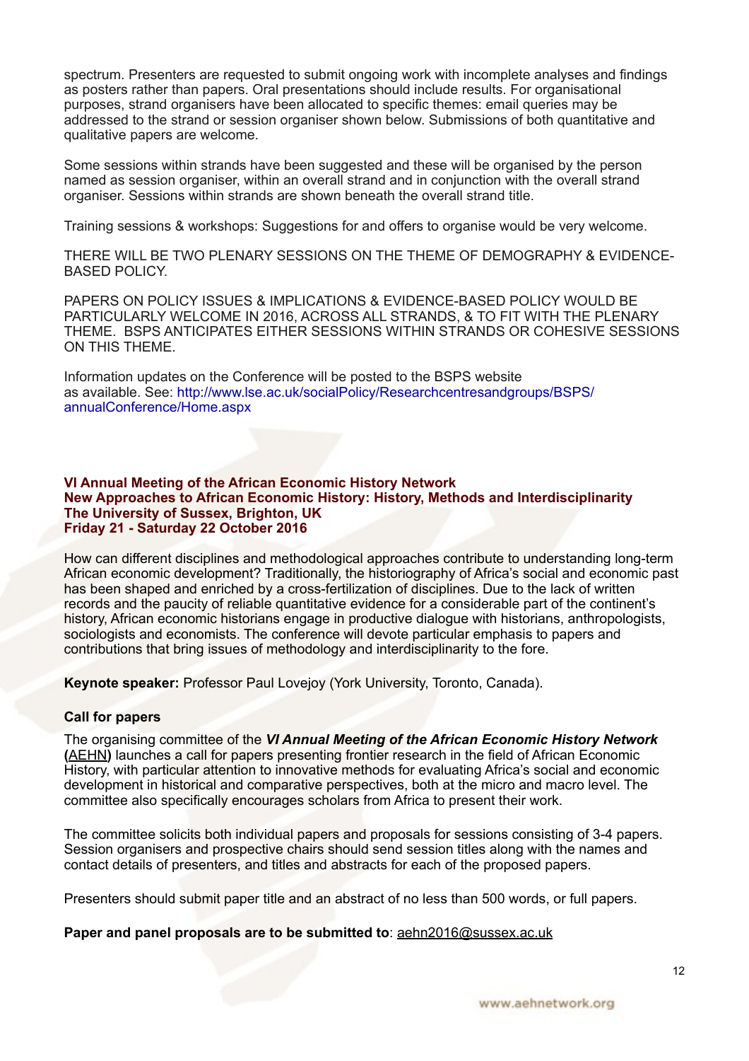spectrum. Presenters are requested to submit ongoing work with incomplete analyses and findings as posters rather than papers. Oral presentations should include results. For organisational purposes, strand organisers have been allocated to specific themes: email queries may be addressed to the strand or session organiser shown below. Submissions of both quantitative and qualitative papers are welcome.

Some sessions within strands have been suggested and these will be organised by the person named as session organiser, within an overall strand and in conjunction with the overall strand organiser. Sessions within strands are shown beneath the overall strand title.

Training sessions & workshops: Suggestions for and offers to organise would be very welcome.

THERE WILL BE TWO PLENARY SESSIONS ON THE THEME OF DEMOGRAPHY & EVIDENCE-BASED POLICY.

PAPERS ON POLICY ISSUES & IMPLICATIONS & EVIDENCE-BASED POLICY WOULD BE PARTICULARLY WELCOME IN 2016, ACROSS ALL STRANDS, & TO FIT WITH THE PLENARY THEME. BSPS ANTICIPATES EITHER SESSIONS WITHIN STRANDS OR COHESIVE SESSIONS ON THIS THEME.

Information updates on the Conference will be posted to the BSPS website as available. See: http://www.lse.ac.uk/socialPolicy/Researchcentresandgroups/BSPS/annualConference/Home.aspx

## VI Annual Meeting of the African Economic History Network
## New Approaches to African Economic History: History, Methods and Interdisciplinarity
## The University of Sussex, Brighton, UK
## Friday 21 - Saturday 22 October 2016

How can different disciplines and methodological approaches contribute to understanding long-term African economic development? Traditionally, the historiography of Africa's social and economic past has been shaped and enriched by a cross-fertilization of disciplines. Due to the lack of written records and the paucity of reliable quantitative evidence for a considerable part of the continent's history, African economic historians engage in productive dialogue with historians, anthropologists, sociologists and economists. The conference will devote particular emphasis to papers and contributions that bring issues of methodology and interdisciplinarity to the fore.

**Keynote speaker:** Professor Paul Lovejoy (York University, Toronto, Canada).

**Call for papers**

The organising committee of the ***VI Annual Meeting of the African Economic History Network*** **(**AEHN**)** launches a call for papers presenting frontier research in the field of African Economic History, with particular attention to innovative methods for evaluating Africa's social and economic development in historical and comparative perspectives, both at the micro and macro level. The committee also specifically encourages scholars from Africa to present their work.

The committee solicits both individual papers and proposals for sessions consisting of 3-4 papers. Session organisers and prospective chairs should send session titles along with the names and contact details of presenters, and titles and abstracts for each of the proposed papers.

Presenters should submit paper title and an abstract of no less than 500 words, or full papers.

**Paper and panel proposals are to be submitted to**: aehn2016@sussex.ac.uk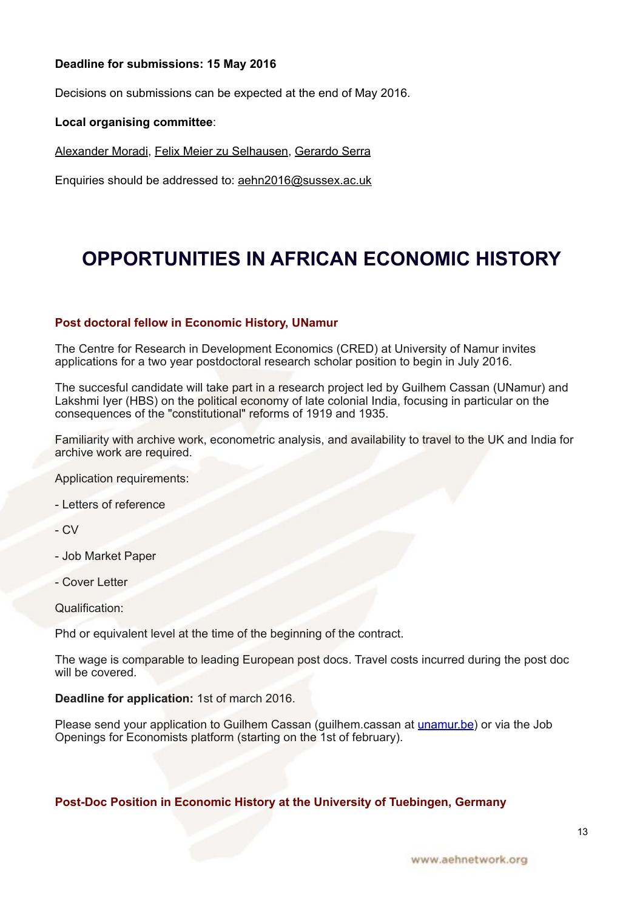**Deadline for submissions: 15 May 2016**

Decisions on submissions can be expected at the end of May 2016.

**Local organising committee**:

Alexander Moradi, Felix Meier zu Selhausen, Gerardo Serra

Enquiries should be addressed to: aehn2016@sussex.ac.uk

# OPPORTUNITIES IN AFRICAN ECONOMIC HISTORY

### Post doctoral fellow in Economic History, UNamur

The Centre for Research in Development Economics (CRED) at University of Namur invites applications for a two year postdoctoral research scholar position to begin in July 2016.

The succesful candidate will take part in a research project led by Guilhem Cassan (UNamur) and Lakshmi Iyer (HBS) on the political economy of late colonial India, focusing in particular on the consequences of the "constitutional" reforms of 1919 and 1935.

Familiarity with archive work, econometric analysis, and availability to travel to the UK and India for archive work are required.

Application requirements:

- Letters of reference
- CV
- Job Market Paper
- Cover Letter

Qualification:

Phd or equivalent level at the time of the beginning of the contract.

The wage is comparable to leading European post docs. Travel costs incurred during the post doc will be covered.

**Deadline for application:** 1st of march 2016.

Please send your application to Guilhem Cassan (guilhem.cassan at unamur.be) or via the Job Openings for Economists platform (starting on the 1st of february).

### Post-Doc Position in Economic History at the University of Tuebingen, Germany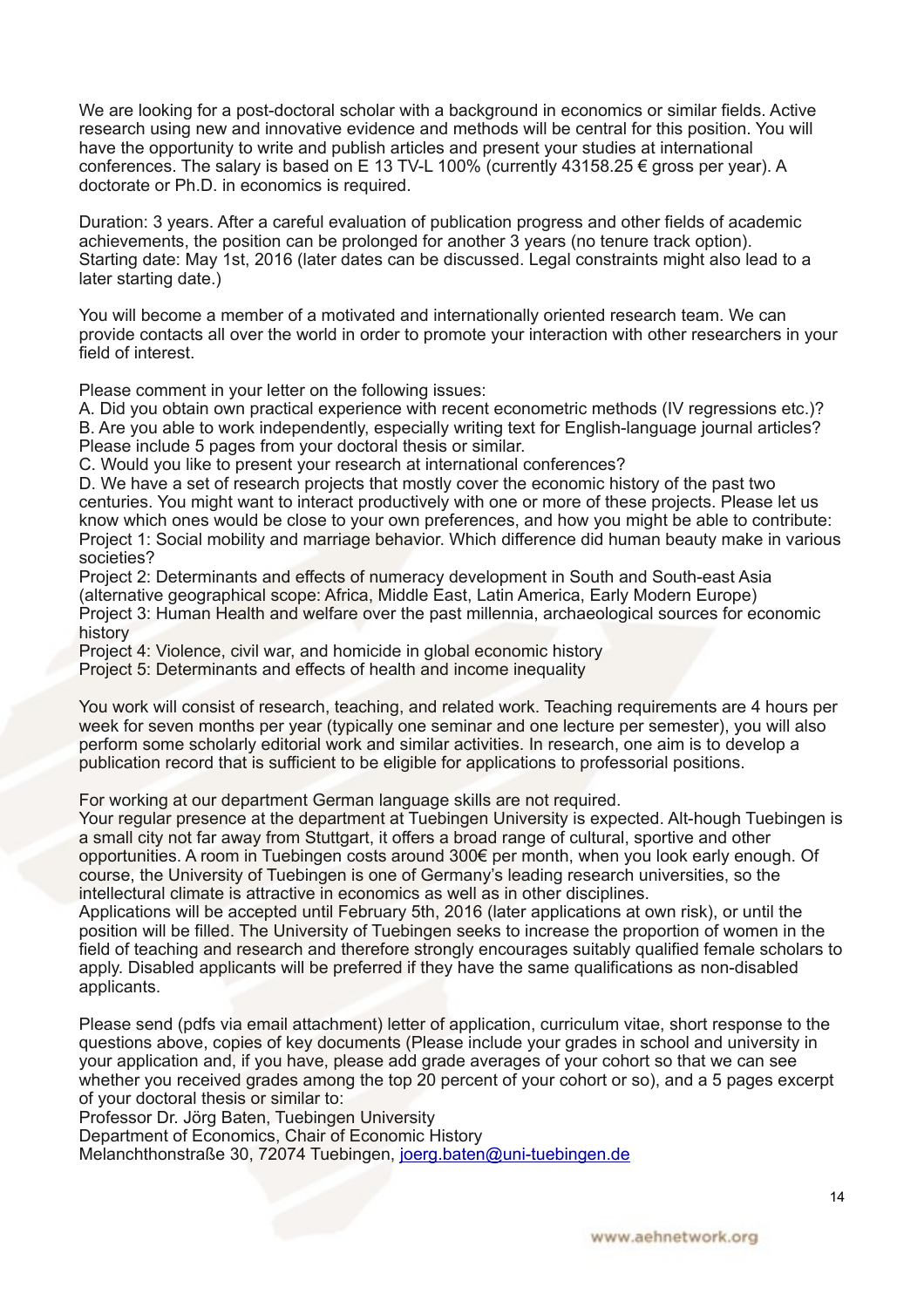We are looking for a post-doctoral scholar with a background in economics or similar fields. Active research using new and innovative evidence and methods will be central for this position. You will have the opportunity to write and publish articles and present your studies at international conferences. The salary is based on E 13 TV-L 100% (currently 43158.25 € gross per year). A doctorate or Ph.D. in economics is required.

Duration: 3 years. After a careful evaluation of publication progress and other fields of academic achievements, the position can be prolonged for another 3 years (no tenure track option). Starting date: May 1st, 2016 (later dates can be discussed. Legal constraints might also lead to a later starting date.)

You will become a member of a motivated and internationally oriented research team. We can provide contacts all over the world in order to promote your interaction with other researchers in your field of interest.

Please comment in your letter on the following issues:
A. Did you obtain own practical experience with recent econometric methods (IV regressions etc.)?
B. Are you able to work independently, especially writing text for English-language journal articles? Please include 5 pages from your doctoral thesis or similar.
C. Would you like to present your research at international conferences?
D. We have a set of research projects that mostly cover the economic history of the past two centuries. You might want to interact productively with one or more of these projects. Please let us know which ones would be close to your own preferences, and how you might be able to contribute:
Project 1: Social mobility and marriage behavior. Which difference did human beauty make in various societies?
Project 2: Determinants and effects of numeracy development in South and South-east Asia (alternative geographical scope: Africa, Middle East, Latin America, Early Modern Europe)
Project 3: Human Health and welfare over the past millennia, archaeological sources for economic history
Project 4: Violence, civil war, and homicide in global economic history
Project 5: Determinants and effects of health and income inequality

You work will consist of research, teaching, and related work. Teaching requirements are 4 hours per week for seven months per year (typically one seminar and one lecture per semester), you will also perform some scholarly editorial work and similar activities. In research, one aim is to develop a publication record that is sufficient to be eligible for applications to professorial positions.

For working at our department German language skills are not required.
Your regular presence at the department at Tuebingen University is expected. Alt-hough Tuebingen is a small city not far away from Stuttgart, it offers a broad range of cultural, sportive and other opportunities. A room in Tuebingen costs around 300€ per month, when you look early enough. Of course, the University of Tuebingen is one of Germany's leading research universities, so the intellectual climate is attractive in economics as well as in other disciplines.
Applications will be accepted until February 5th, 2016 (later applications at own risk), or until the position will be filled. The University of Tuebingen seeks to increase the proportion of women in the field of teaching and research and therefore strongly encourages suitably qualified female scholars to apply. Disabled applicants will be preferred if they have the same qualifications as non-disabled applicants.

Please send (pdfs via email attachment) letter of application, curriculum vitae, short response to the questions above, copies of key documents (Please include your grades in school and university in your application and, if you have, please add grade averages of your cohort so that we can see whether you received grades among the top 20 percent of your cohort or so), and a 5 pages excerpt of your doctoral thesis or similar to:
Professor Dr. Jörg Baten, Tuebingen University
Department of Economics, Chair of Economic History
Melanchthonstraße 30, 72074 Tuebingen, joerg.baten@uni-tuebingen.de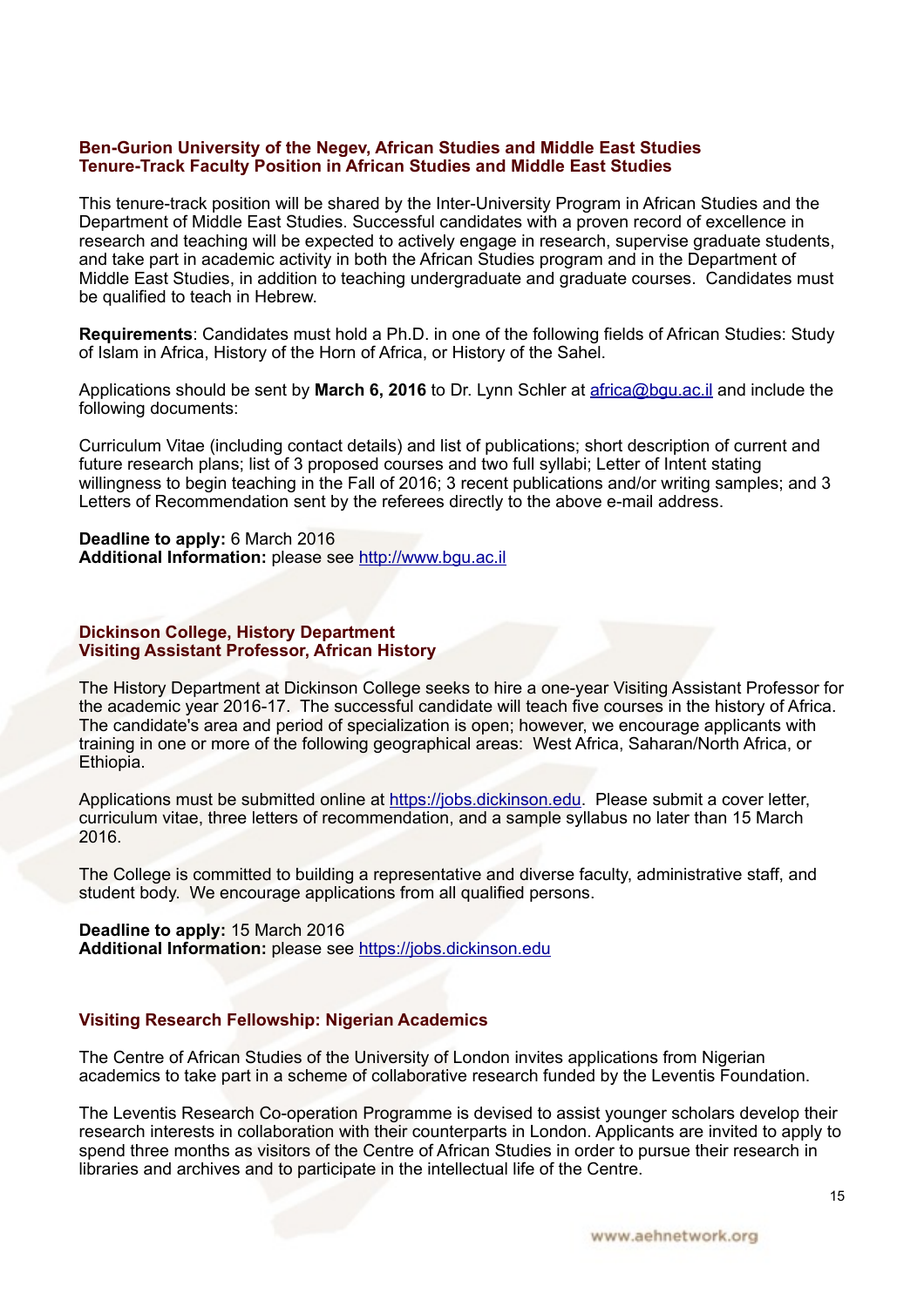### Ben-Gurion University of the Negev, African Studies and Middle East Studies
### Tenure-Track Faculty Position in African Studies and Middle East Studies

This tenure-track position will be shared by the Inter-University Program in African Studies and the Department of Middle East Studies. Successful candidates with a proven record of excellence in research and teaching will be expected to actively engage in research, supervise graduate students, and take part in academic activity in both the African Studies program and in the Department of Middle East Studies, in addition to teaching undergraduate and graduate courses. Candidates must be qualified to teach in Hebrew.

**Requirements**: Candidates must hold a Ph.D. in one of the following fields of African Studies: Study of Islam in Africa, History of the Horn of Africa, or History of the Sahel.

Applications should be sent by **March 6, 2016** to Dr. Lynn Schler at africa@bgu.ac.il and include the following documents:

Curriculum Vitae (including contact details) and list of publications; short description of current and future research plans; list of 3 proposed courses and two full syllabi; Letter of Intent stating willingness to begin teaching in the Fall of 2016; 3 recent publications and/or writing samples; and 3 Letters of Recommendation sent by the referees directly to the above e-mail address.

**Deadline to apply:** 6 March 2016
**Additional Information:** please see http://www.bgu.ac.il

### Dickinson College, History Department
### Visiting Assistant Professor, African History

The History Department at Dickinson College seeks to hire a one-year Visiting Assistant Professor for the academic year 2016-17. The successful candidate will teach five courses in the history of Africa. The candidate's area and period of specialization is open; however, we encourage applicants with training in one or more of the following geographical areas: West Africa, Saharan/North Africa, or Ethiopia.

Applications must be submitted online at https://jobs.dickinson.edu. Please submit a cover letter, curriculum vitae, three letters of recommendation, and a sample syllabus no later than 15 March 2016.

The College is committed to building a representative and diverse faculty, administrative staff, and student body. We encourage applications from all qualified persons.

**Deadline to apply:** 15 March 2016
**Additional Information:** please see https://jobs.dickinson.edu

### Visiting Research Fellowship: Nigerian Academics

The Centre of African Studies of the University of London invites applications from Nigerian academics to take part in a scheme of collaborative research funded by the Leventis Foundation.

The Leventis Research Co-operation Programme is devised to assist younger scholars develop their research interests in collaboration with their counterparts in London. Applicants are invited to apply to spend three months as visitors of the Centre of African Studies in order to pursue their research in libraries and archives and to participate in the intellectual life of the Centre.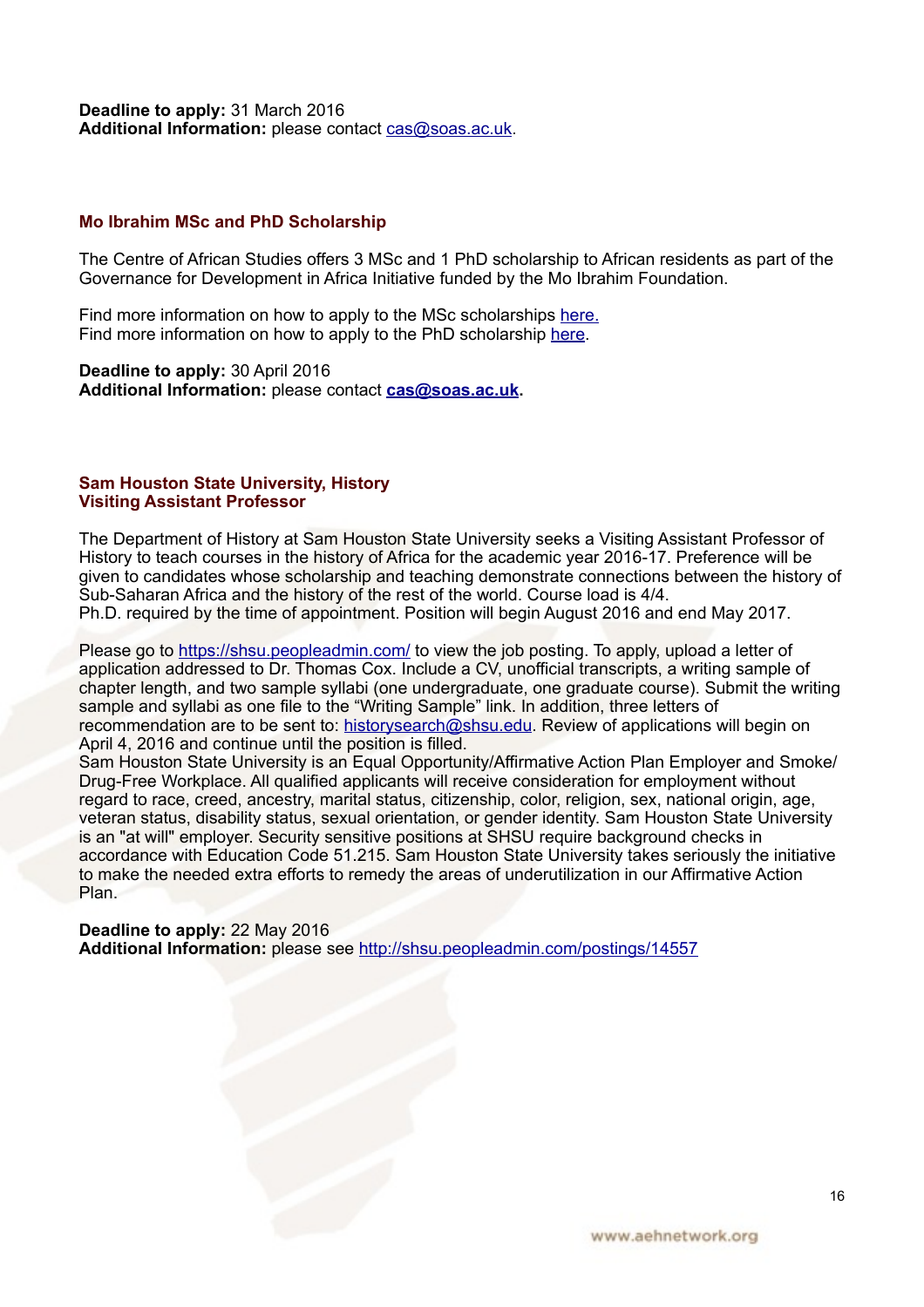**Deadline to apply:** 31 March 2016
**Additional Information:** please contact cas@soas.ac.uk.

### Mo Ibrahim MSc and PhD Scholarship

The Centre of African Studies offers 3 MSc and 1 PhD scholarship to African residents as part of the Governance for Development in Africa Initiative funded by the Mo Ibrahim Foundation.

Find more information on how to apply to the MSc scholarships here.
Find more information on how to apply to the PhD scholarship here.

**Deadline to apply:** 30 April 2016
**Additional Information:** please contact **cas@soas.ac.uk.**

### Sam Houston State University, History
### Visiting Assistant Professor

The Department of History at Sam Houston State University seeks a Visiting Assistant Professor of History to teach courses in the history of Africa for the academic year 2016-17. Preference will be given to candidates whose scholarship and teaching demonstrate connections between the history of Sub-Saharan Africa and the history of the rest of the world. Course load is 4/4.
Ph.D. required by the time of appointment. Position will begin August 2016 and end May 2017.

Please go to https://shsu.peopleadmin.com/ to view the job posting. To apply, upload a letter of application addressed to Dr. Thomas Cox. Include a CV, unofficial transcripts, a writing sample of chapter length, and two sample syllabi (one undergraduate, one graduate course). Submit the writing sample and syllabi as one file to the "Writing Sample" link. In addition, three letters of recommendation are to be sent to: historysearch@shsu.edu. Review of applications will begin on April 4, 2016 and continue until the position is filled.
Sam Houston State University is an Equal Opportunity/Affirmative Action Plan Employer and Smoke/Drug-Free Workplace. All qualified applicants will receive consideration for employment without regard to race, creed, ancestry, marital status, citizenship, color, religion, sex, national origin, age, veteran status, disability status, sexual orientation, or gender identity. Sam Houston State University is an "at will" employer. Security sensitive positions at SHSU require background checks in accordance with Education Code 51.215. Sam Houston State University takes seriously the initiative to make the needed extra efforts to remedy the areas of underutilization in our Affirmative Action Plan.

**Deadline to apply:** 22 May 2016
**Additional Information:** please see http://shsu.peopleadmin.com/postings/14557